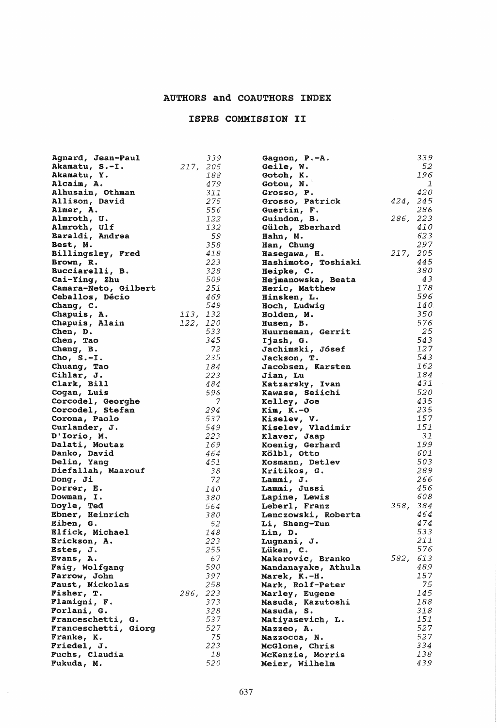# AUTHORS and COAUTHORS INDEX

## ISPRS COMMISSION II

| Author | Pages |
|---|---|
| Agnard, Jean-Paul | 339 |
| Akamatu, S.-I. | 217, 205 |
| Akamatu, Y. | 188 |
| Alcaim, A. | 479 |
| Alhusain, Othman | 311 |
| Allison, David | 275 |
| Almer, A. | 556 |
| Almroth, U. | 122 |
| Almroth, Ulf | 132 |
| Baraldi, Andrea | 59 |
| Best, M. | 358 |
| Billingsley, Fred | 418 |
| Brown, R. | 223 |
| Bucciarelli, B. | 328 |
| Cai-Ying, Zhu | 509 |
| Camara-Neto, Gilbert | 251 |
| Ceballos, Décio | 469 |
| Chang, C. | 549 |
| Chapuis, A. | 113, 132 |
| Chapuis, Alain | 122, 120 |
| Chen, D. | 533 |
| Chen, Tao | 345 |
| Cheng, B. | 72 |
| Cho, S.-I. | 235 |
| Chuang, Tao | 184 |
| Cihlar, J. | 223 |
| Clark, Bill | 484 |
| Cogan, Luis | 596 |
| Corcodel, Georghe | 7 |
| Corcodel, Stefan | 294 |
| Corona, Paolo | 537 |
| Curlander, J. | 549 |
| D'Iorio, M. | 223 |
| Dalati, Moutaz | 169 |
| Danko, David | 464 |
| Delin, Yang | 451 |
| Diefallah, Maarouf | 38 |
| Dong, Ji | 72 |
| Dorrer, E. | 140 |
| Dowman, I. | 380 |
| Doyle, Ted | 564 |
| Ebner, Heinrich | 380 |
| Eiben, G. | 52 |
| Elfick, Michael | 148 |
| Erickson, A. | 223 |
| Estes, J. | 255 |
| Evans, A. | 67 |
| Faig, Wolfgang | 590 |
| Farrow, John | 397 |
| Faust, Nickolas | 258 |
| Fisher, T. | 286, 223 |
| Flamigni, F. | 373 |
| Forlani, G. | 328 |
| Franceschetti, G. | 537 |
| Franceschetti, Giorg | 527 |
| Franke, K. | 75 |
| Friedel, J. | 223 |
| Fuchs, Claudia | 18 |
| Fukuda, M. | 520 |
| Gagnon, P.-A. | 339 |
| Geile, W. | 52 |
| Gotoh, K. | 196 |
| Gotou, N. | 1 |
| Grosso, P. | 420 |
| Grosso, Patrick | 424, 245 |
| Guertin, F. | 286 |
| Guindon, B. | 286, 223 |
| Gülch, Eberhard | 410 |
| Hahn, M. | 623 |
| Han, Chung | 297 |
| Hasegawa, H. | 217, 205 |
| Hashimoto, Toshiaki | 445 |
| Heipke, C. | 380 |
| Hejmanowska, Beata | 43 |
| Heric, Matthew | 178 |
| Hinsken, L. | 596 |
| Hoch, Ludwig | 140 |
| Holden, M. | 350 |
| Husen, B. | 576 |
| Huurneman, Gerrit | 25 |
| Ijash, G. | 543 |
| Jachimski, Jósef | 127 |
| Jackson, T. | 543 |
| Jacobsen, Karsten | 162 |
| Jian, Lu | 184 |
| Katzarsky, Ivan | 431 |
| Kawase, Seiichi | 520 |
| Kelley, Joe | 435 |
| Kim, K.-O | 235 |
| Kiselev, V. | 157 |
| Kiselev, Vladimir | 151 |
| Klaver, Jaap | 31 |
| Koenig, Gerhard | 199 |
| Kölbl, Otto | 601 |
| Kosmann, Detlev | 503 |
| Kritikos, G. | 289 |
| Lammi, J. | 266 |
| Lammi, Jussi | 456 |
| Lapine, Lewis | 608 |
| Leberl, Franz | 358, 384 |
| Lenczowski, Roberta | 464 |
| Li, Sheng-Tun | 474 |
| Lin, D. | 533 |
| Lugnani, J. | 211 |
| Lüken, C. | 576 |
| Makarovic, Branko | 582, 613 |
| Mandanayake, Athula | 489 |
| Marek, K.-H. | 157 |
| Mark, Rolf-Peter | 75 |
| Marley, Eugene | 145 |
| Masuda, Kazutoshi | 188 |
| Masuda, S. | 318 |
| Matiyasevich, L. | 151 |
| Mazzeo, A. | 527 |
| Mazzocca, N. | 527 |
| McGlone, Chris | 334 |
| McKenzie, Morris | 138 |
| Meier, Wilhelm | 439 |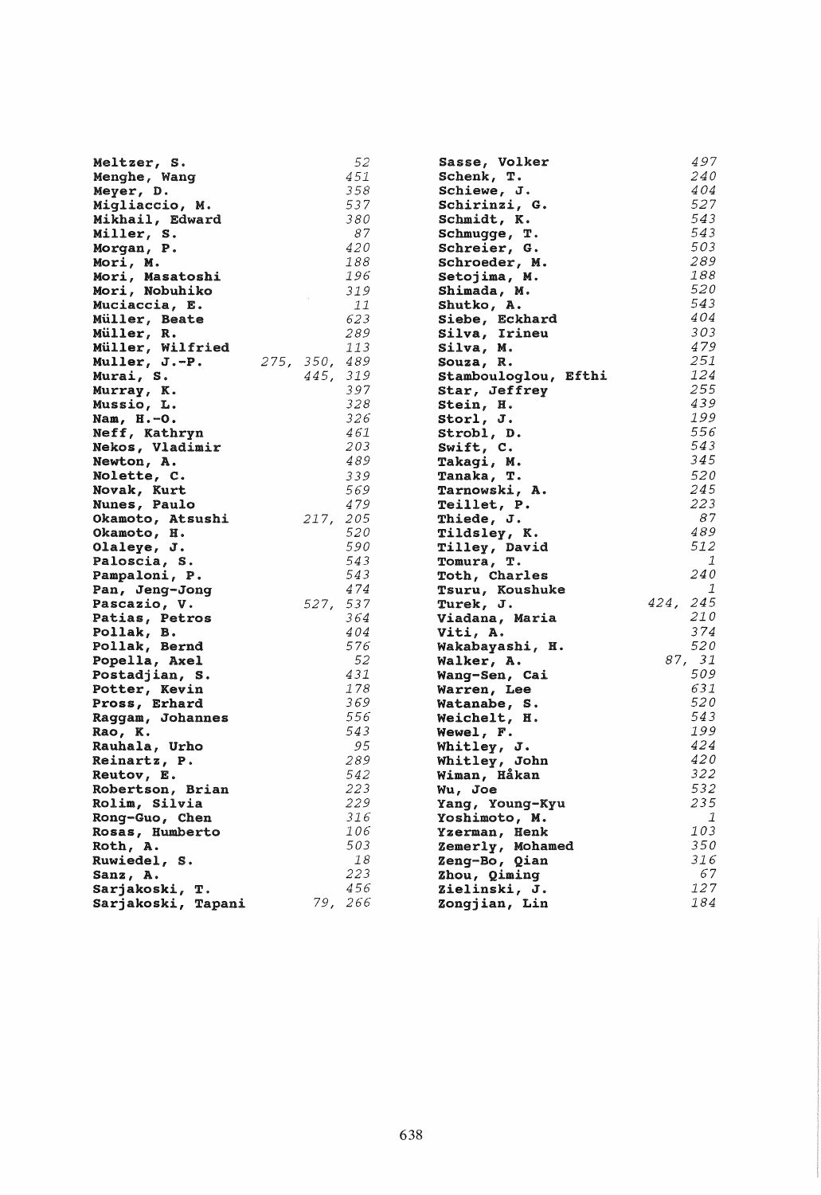Meltzer, S. 52
Menghe, Wang 451
Meyer, D. 358
Migliaccio, M. 537
Mikhail, Edward 380
Miller, S. 87
Morgan, P. 420
Mori, M. 188
Mori, Masatoshi 196
Mori, Nobuhiko 319
Muciaccia, E. 11
Müller, Beate 623
Müller, R. 289
Müller, Wilfried 113
Muller, J.-P. 275, 350, 489
Murai, S. 445, 319
Murray, K. 397
Mussio, L. 328
Nam, H.-O. 326
Neff, Kathryn 461
Nekos, Vladimir 203
Newton, A. 489
Nolette, C. 339
Novak, Kurt 569
Nunes, Paulo 479
Okamoto, Atsushi 217, 205
Okamoto, H. 520
Olaleye, J. 590
Paloscia, S. 543
Pampaloni, P. 543
Pan, Jeng-Jong 474
Pascazio, V. 527, 537
Patias, Petros 364
Pollak, B. 404
Pollak, Bernd 576
Popella, Axel 52
Postadjian, S. 431
Potter, Kevin 178
Pross, Erhard 369
Raggam, Johannes 556
Rao, K. 543
Rauhala, Urho 95
Reinartz, P. 289
Reutov, E. 542
Robertson, Brian 223
Rolim, Silvia 229
Rong-Guo, Chen 316
Rosas, Humberto 106
Roth, A. 503
Ruwiedel, S. 18
Sanz, A. 223
Sarjakoski, T. 456
Sarjakoski, Tapani 79, 266
Sasse, Volker 497
Schenk, T. 240
Schiewe, J. 404
Schirinzi, G. 527
Schmidt, K. 543
Schmugge, T. 543
Schreier, G. 503
Schroeder, M. 289
Setojima, M. 188
Shimada, M. 520
Shutko, A. 543
Siebe, Eckhard 404
Silva, Irineu 303
Silva, M. 479
Souza, R. 251
Stambouloglou, Efthi 124
Star, Jeffrey 255
Stein, H. 439
Storl, J. 199
Strobl, D. 556
Swift, C. 543
Takagi, M. 345
Tanaka, T. 520
Tarnowski, A. 245
Teillet, P. 223
Thiede, J. 87
Tildsley, K. 489
Tilley, David 512
Tomura, T. 1
Toth, Charles 240
Tsuru, Koushuke 1
Turek, J. 424, 245
Viadana, Maria 210
Viti, A. 374
Wakabayashi, H. 520
Walker, A. 87, 31
Wang-Sen, Cai 509
Warren, Lee 631
Watanabe, S. 520
Weichelt, H. 543
Wewel, F. 199
Whitley, J. 424
Whitley, John 420
Wiman, Håkan 322
Wu, Joe 532
Yang, Young-Kyu 235
Yoshimoto, M. 1
Yzerman, Henk 103
Zemerly, Mohamed 350
Zeng-Bo, Qian 316
Zhou, Qiming 67
Zielinski, J. 127
Zongjian, Lin 184